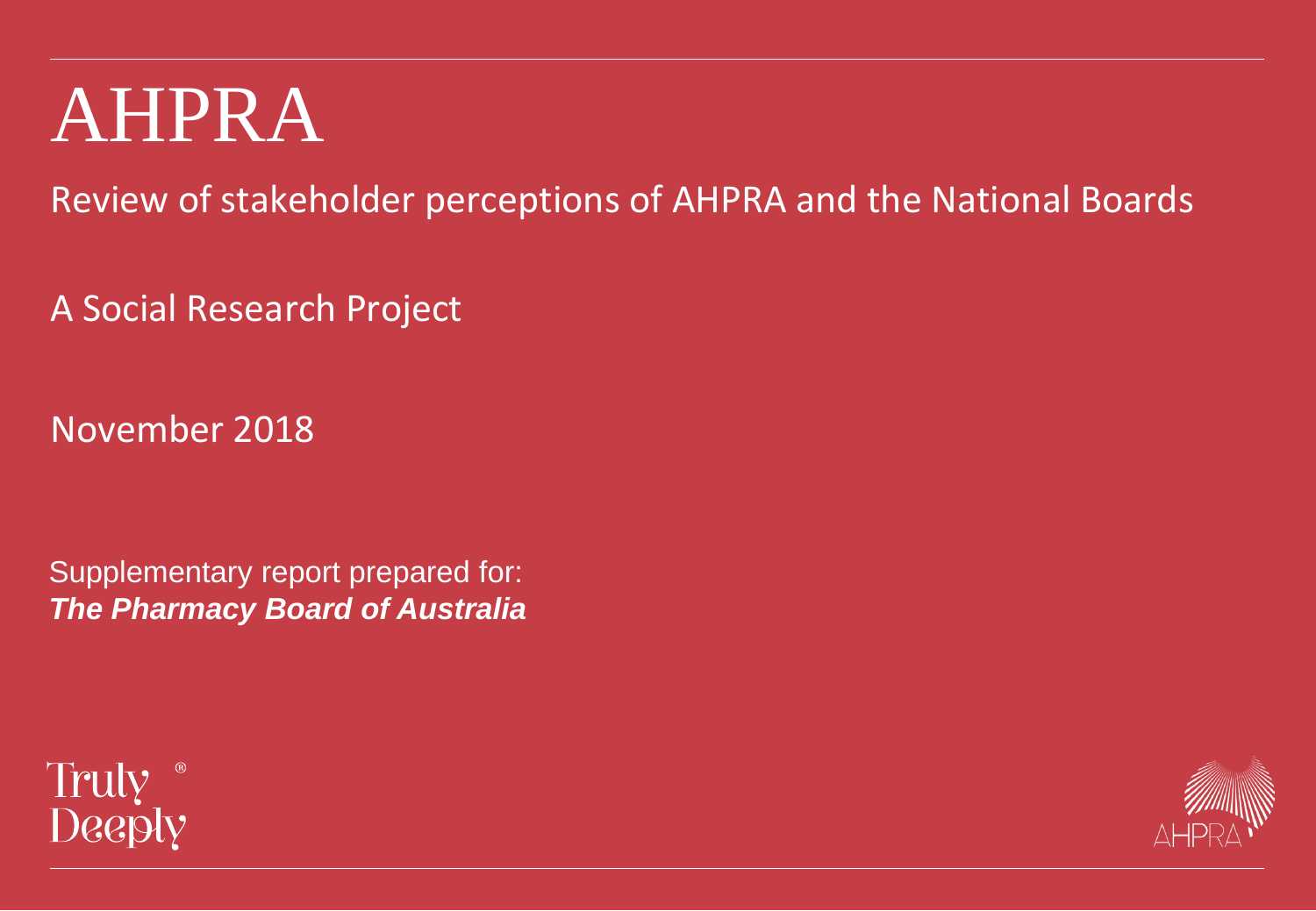# AHPRA

Review of stakeholder perceptions of AHPRA and the National Boards

A Social Research Project

November 2018

Supplementary report prepared for:
***The Pharmacy Board of Australia***

Truly® Deeply

AHPRA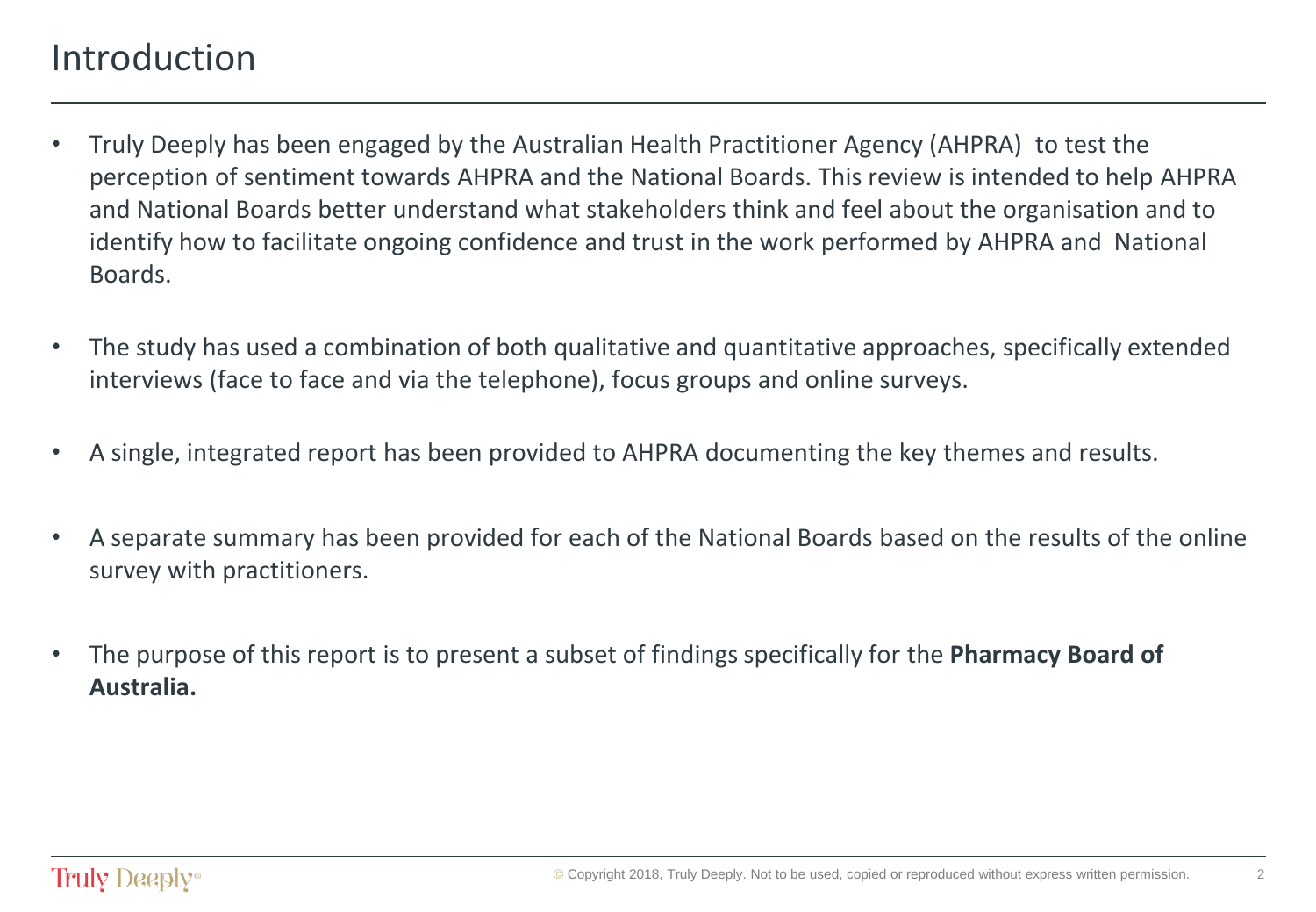# Introduction

- Truly Deeply has been engaged by the Australian Health Practitioner Agency (AHPRA) to test the perception of sentiment towards AHPRA and the National Boards. This review is intended to help AHPRA and National Boards better understand what stakeholders think and feel about the organisation and to identify how to facilitate ongoing confidence and trust in the work performed by AHPRA and National Boards.
- The study has used a combination of both qualitative and quantitative approaches, specifically extended interviews (face to face and via the telephone), focus groups and online surveys.
- A single, integrated report has been provided to AHPRA documenting the key themes and results.
- A separate summary has been provided for each of the National Boards based on the results of the online survey with practitioners.
- The purpose of this report is to present a subset of findings specifically for the **Pharmacy Board of Australia.**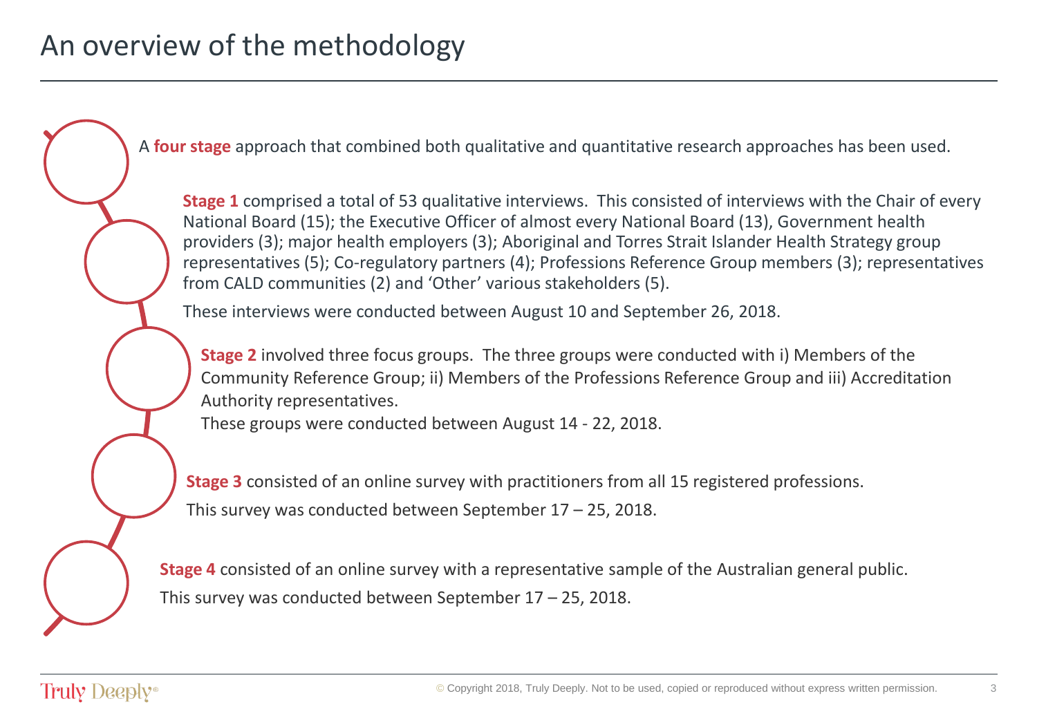# An overview of the methodology

A **four stage** approach that combined both qualitative and quantitative research approaches has been used.

**Stage 1** comprised a total of 53 qualitative interviews. This consisted of interviews with the Chair of every National Board (15); the Executive Officer of almost every National Board (13), Government health providers (3); major health employers (3); Aboriginal and Torres Strait Islander Health Strategy group representatives (5); Co-regulatory partners (4); Professions Reference Group members (3); representatives from CALD communities (2) and 'Other' various stakeholders (5).

These interviews were conducted between August 10 and September 26, 2018.

**Stage 2** involved three focus groups. The three groups were conducted with i) Members of the Community Reference Group; ii) Members of the Professions Reference Group and iii) Accreditation Authority representatives.

These groups were conducted between August 14 - 22, 2018.

**Stage 3** consisted of an online survey with practitioners from all 15 registered professions.

This survey was conducted between September 17 – 25, 2018.

**Stage 4** consisted of an online survey with a representative sample of the Australian general public.

This survey was conducted between September 17 – 25, 2018.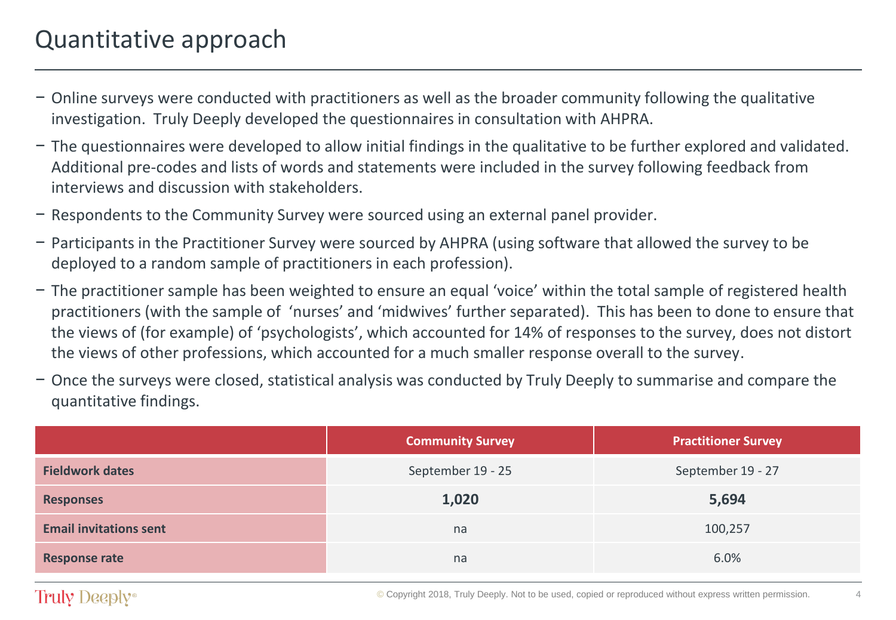# Quantitative approach

- Online surveys were conducted with practitioners as well as the broader community following the qualitative investigation. Truly Deeply developed the questionnaires in consultation with AHPRA.
- The questionnaires were developed to allow initial findings in the qualitative to be further explored and validated. Additional pre-codes and lists of words and statements were included in the survey following feedback from interviews and discussion with stakeholders.
- Respondents to the Community Survey were sourced using an external panel provider.
- Participants in the Practitioner Survey were sourced by AHPRA (using software that allowed the survey to be deployed to a random sample of practitioners in each profession).
- The practitioner sample has been weighted to ensure an equal 'voice' within the total sample of registered health practitioners (with the sample of 'nurses' and 'midwives' further separated). This has been to done to ensure that the views of (for example) of 'psychologists', which accounted for 14% of responses to the survey, does not distort the views of other professions, which accounted for a much smaller response overall to the survey.
- Once the surveys were closed, statistical analysis was conducted by Truly Deeply to summarise and compare the quantitative findings.

| | Community Survey | Practitioner Survey |
|---|---|---|
| **Fieldwork dates** | September 19 - 25 | September 19 - 27 |
| **Responses** | **1,020** | **5,694** |
| **Email invitations sent** | na | 100,257 |
| **Response rate** | na | 6.0% |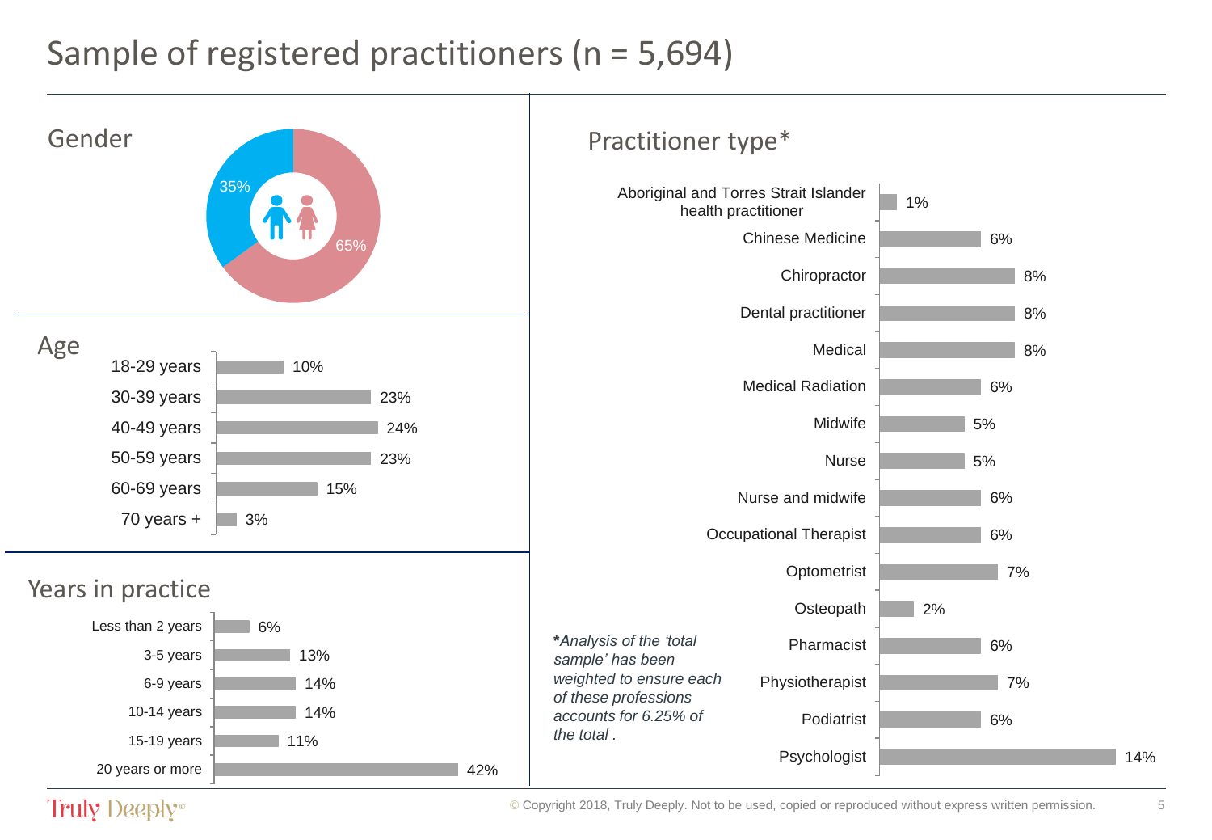# Sample of registered practitioners (n = 5,694)

## Gender

| Gender | % |
|---|---|
| Male | 35% |
| Female | 65% |

## Age

| Age | % |
|---|---|
| 18-29 years | 10% |
| 30-39 years | 23% |
| 40-49 years | 24% |
| 50-59 years | 23% |
| 60-69 years | 15% |
| 70 years + | 3% |

## Years in practice

| Years in practice | % |
|---|---|
| Less than 2 years | 6% |
| 3-5 years | 13% |
| 6-9 years | 14% |
| 10-14 years | 14% |
| 15-19 years | 11% |
| 20 years or more | 42% |

## Practitioner type*

| Practitioner type | % |
|---|---|
| Aboriginal and Torres Strait Islander health practitioner | 1% |
| Chinese Medicine | 6% |
| Chiropractor | 8% |
| Dental practitioner | 8% |
| Medical | 8% |
| Medical Radiation | 6% |
| Midwife | 5% |
| Nurse | 5% |
| Nurse and midwife | 6% |
| Occupational Therapist | 6% |
| Optometrist | 7% |
| Osteopath | 2% |
| Pharmacist | 6% |
| Physiotherapist | 7% |
| Podiatrist | 6% |
| Psychologist | 14% |

**\***_Analysis of the 'total sample' has been weighted to ensure each of these professions accounts for 6.25% of the total ._

© Copyright 2018, Truly Deeply. Not to be used, copied or reproduced without express written permission.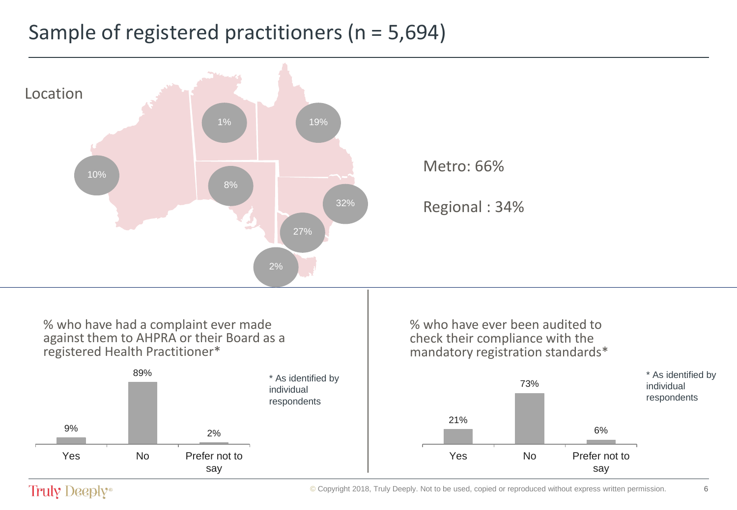# Sample of registered practitioners (n = 5,694)

## Location

| Location | % |
|---|---|
| WA | 10% |
| NT | 1% |
| SA | 8% |
| QLD | 19% |
| NSW | 32% |
| VIC | 27% |
| TAS | 2% |

Metro: 66%

Regional : 34%

### % who have had a complaint ever made against them to AHPRA or their Board as a registered Health Practitioner*

| Response | % |
|---|---|
| Yes | 9% |
| No | 89% |
| Prefer not to say | 2% |

* As identified by individual respondents

### % who have ever been audited to check their compliance with the mandatory registration standards*

| Response | % |
|---|---|
| Yes | 21% |
| No | 73% |
| Prefer not to say | 6% |

* As identified by individual respondents

Truly Deeply®

© Copyright 2018, Truly Deeply. Not to be used, copied or reproduced without express written permission.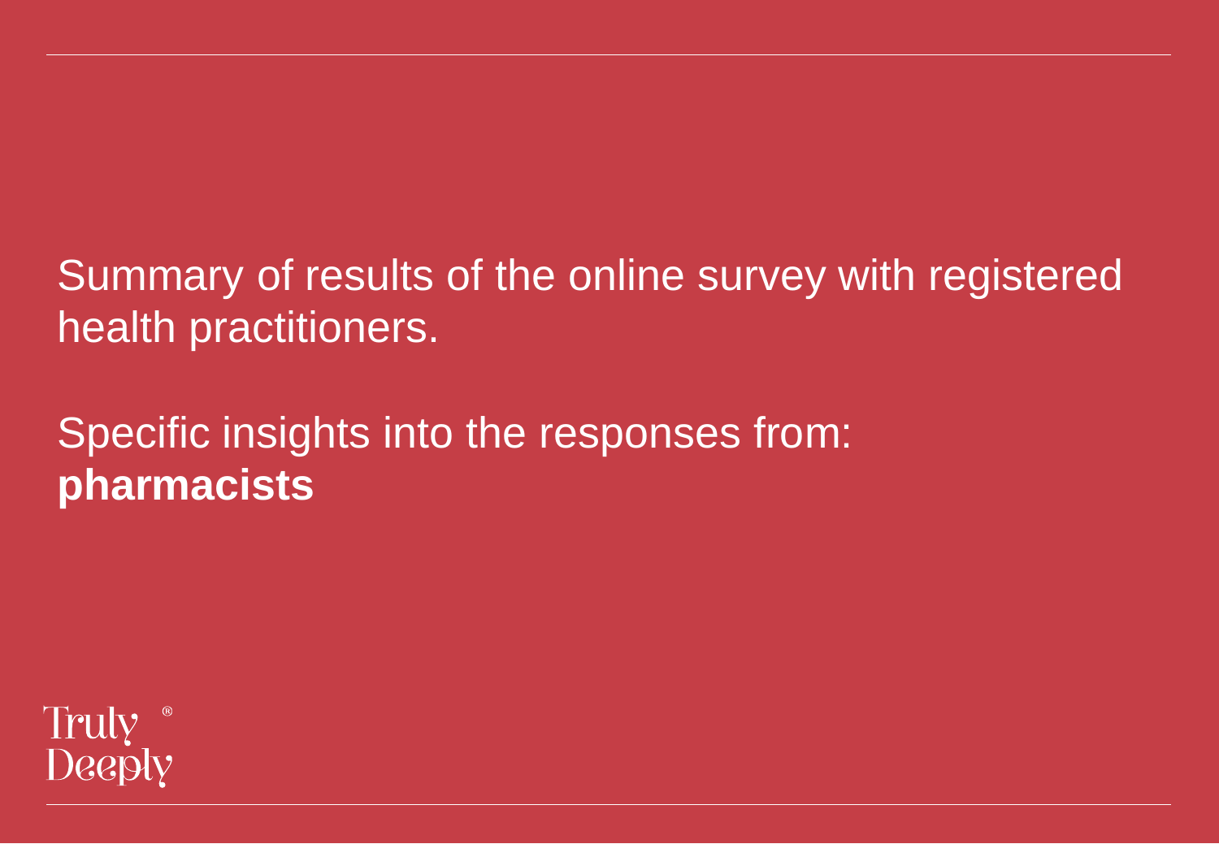Summary of results of the online survey with registered health practitioners.

Specific insights into the responses from:
**pharmacists**

Truly®
Deeply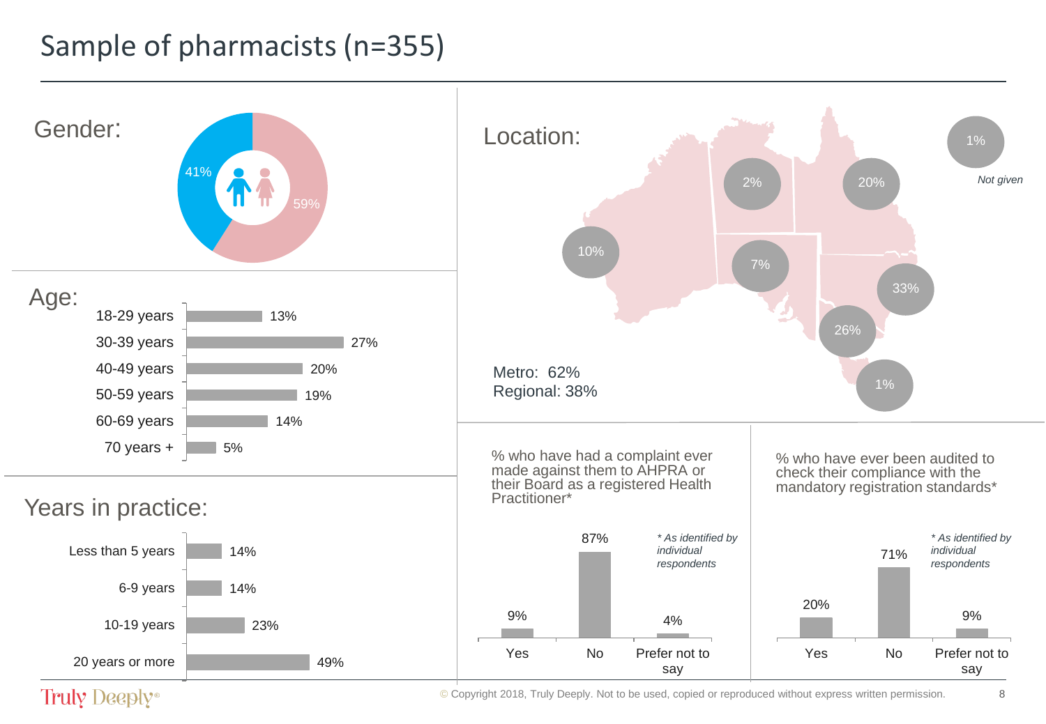# Sample of pharmacists (n=355)

## Gender:

| Gender | % |
|---|---|
| Male | 41% |
| Female | 59% |

## Age:

| Age | % |
|---|---|
| 18-29 years | 13% |
| 30-39 years | 27% |
| 40-49 years | 20% |
| 50-59 years | 19% |
| 60-69 years | 14% |
| 70 years + | 5% |

## Years in practice:

| Years in practice | % |
|---|---|
| Less than 5 years | 14% |
| 6-9 years | 14% |
| 10-19 years | 23% |
| 20 years or more | 49% |

## Location:

| Location | % |
|---|---|
| WA | 10% |
| NT | 2% |
| SA | 7% |
| QLD | 20% |
| NSW | 33% |
| VIC | 26% |
| TAS | 1% |
| Not given | 1% |

Metro: 62%
Regional: 38%

## % who have had a complaint ever made against them to AHPRA or their Board as a registered Health Practitioner*

| Yes | No | Prefer not to say |
|---|---|---|
| 9% | 87% | 4% |

*\* As identified by individual respondents*

## % who have ever been audited to check their compliance with the mandatory registration standards*

| Yes | No | Prefer not to say |
|---|---|---|
| 20% | 71% | 9% |

*\* As identified by individual respondents*

© Copyright 2018, Truly Deeply. Not to be used, copied or reproduced without express written permission.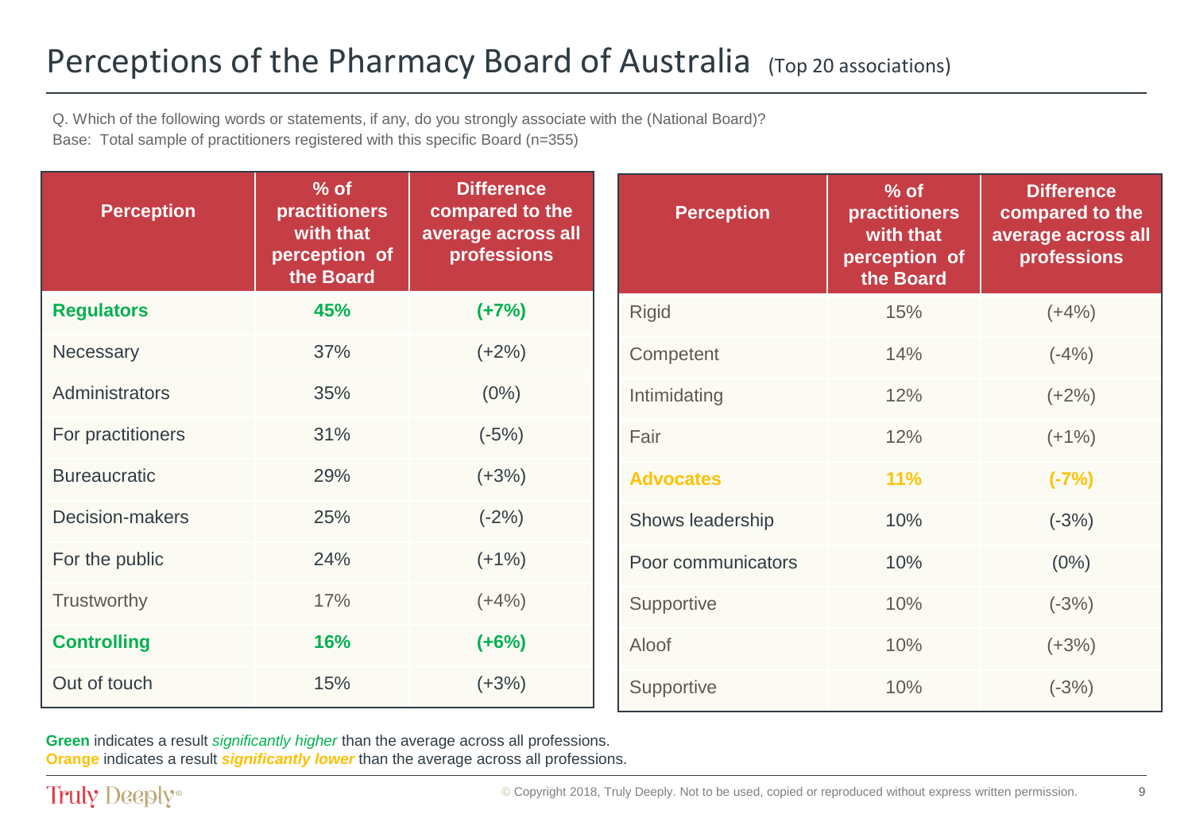# Perceptions of the Pharmacy Board of Australia (Top 20 associations)

Q. Which of the following words or statements, if any, do you strongly associate with the (National Board)?
Base: Total sample of practitioners registered with this specific Board (n=355)

| Perception | % of practitioners with that perception of the Board | Difference compared to the average across all professions |
|---|---|---|
| **Regulators** | **45%** | **(+7%)** |
| Necessary | 37% | (+2%) |
| Administrators | 35% | (0%) |
| For practitioners | 31% | (-5%) |
| Bureaucratic | 29% | (+3%) |
| Decision-makers | 25% | (-2%) |
| For the public | 24% | (+1%) |
| Trustworthy | 17% | (+4%) |
| **Controlling** | **16%** | **(+6%)** |
| Out of touch | 15% | (+3%) |

| Perception | % of practitioners with that perception of the Board | Difference compared to the average across all professions |
|---|---|---|
| Rigid | 15% | (+4%) |
| Competent | 14% | (-4%) |
| Intimidating | 12% | (+2%) |
| Fair | 12% | (+1%) |
| **Advocates** | **11%** | **(-7%)** |
| Shows leadership | 10% | (-3%) |
| Poor communicators | 10% | (0%) |
| Supportive | 10% | (-3%) |
| Aloof | 10% | (+3%) |
| Supportive | 10% | (-3%) |

**Green** indicates a result *significantly higher* than the average across all professions.
**Orange** indicates a result ***significantly lower*** than the average across all professions.

© Copyright 2018, Truly Deeply. Not to be used, copied or reproduced without express written permission.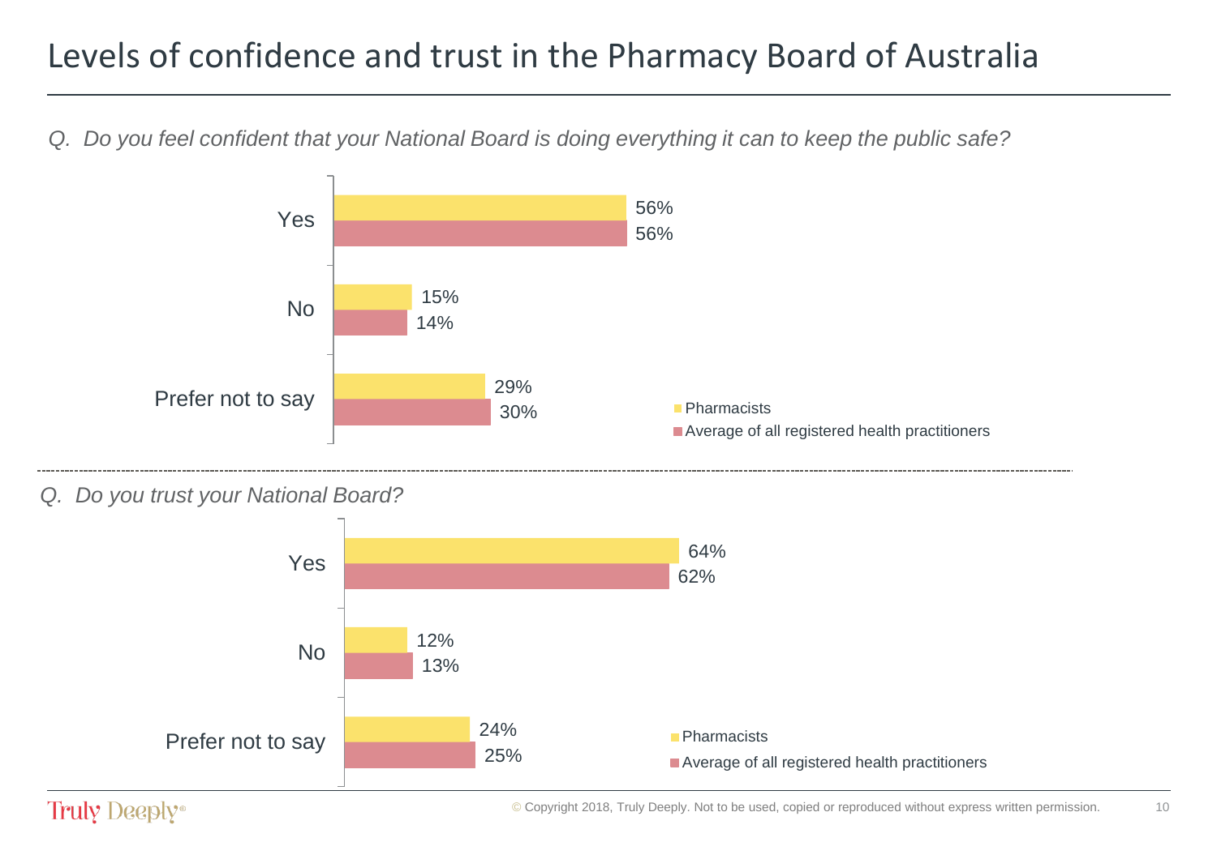# Levels of confidence and trust in the Pharmacy Board of Australia

*Q. Do you feel confident that your National Board is doing everything it can to keep the public safe?*

| | Pharmacists | Average of all registered health practitioners |
|---|---|---|
| Yes | 56% | 56% |
| No | 15% | 14% |
| Prefer not to say | 29% | 30% |

*Q. Do you trust your National Board?*

| | Pharmacists | Average of all registered health practitioners |
|---|---|---|
| Yes | 64% | 62% |
| No | 12% | 13% |
| Prefer not to say | 24% | 25% |

© Copyright 2018, Truly Deeply. Not to be used, copied or reproduced without express written permission.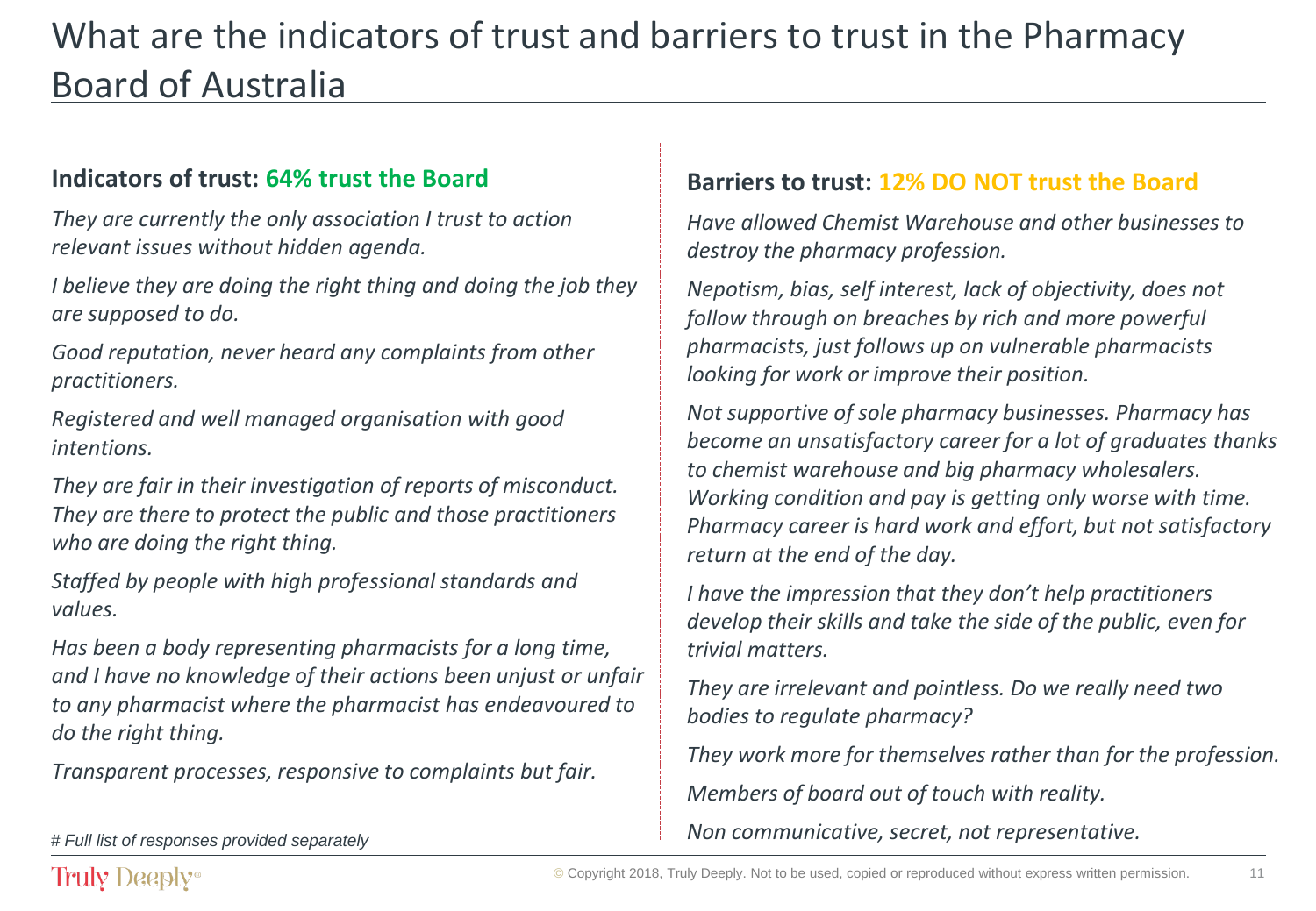# What are the indicators of trust and barriers to trust in the Pharmacy Board of Australia

### Indicators of trust: 64% trust the Board

*They are currently the only association I trust to action relevant issues without hidden agenda.*

*I believe they are doing the right thing and doing the job they are supposed to do.*

*Good reputation, never heard any complaints from other practitioners.*

*Registered and well managed organisation with good intentions.*

*They are fair in their investigation of reports of misconduct. They are there to protect the public and those practitioners who are doing the right thing.*

*Staffed by people with high professional standards and values.*

*Has been a body representing pharmacists for a long time, and I have no knowledge of their actions been unjust or unfair to any pharmacist where the pharmacist has endeavoured to do the right thing.*

*Transparent processes, responsive to complaints but fair.*

*# Full list of responses provided separately*

### Barriers to trust: 12% DO NOT trust the Board

*Have allowed Chemist Warehouse and other businesses to destroy the pharmacy profession.*

*Nepotism, bias, self interest, lack of objectivity, does not follow through on breaches by rich and more powerful pharmacists, just follows up on vulnerable pharmacists looking for work or improve their position.*

*Not supportive of sole pharmacy businesses. Pharmacy has become an unsatisfactory career for a lot of graduates thanks to chemist warehouse and big pharmacy wholesalers. Working condition and pay is getting only worse with time. Pharmacy career is hard work and effort, but not satisfactory return at the end of the day.*

*I have the impression that they don't help practitioners develop their skills and take the side of the public, even for trivial matters.*

*They are irrelevant and pointless. Do we really need two bodies to regulate pharmacy?*

*They work more for themselves rather than for the profession.*

*Members of board out of touch with reality.*

*Non communicative, secret, not representative.*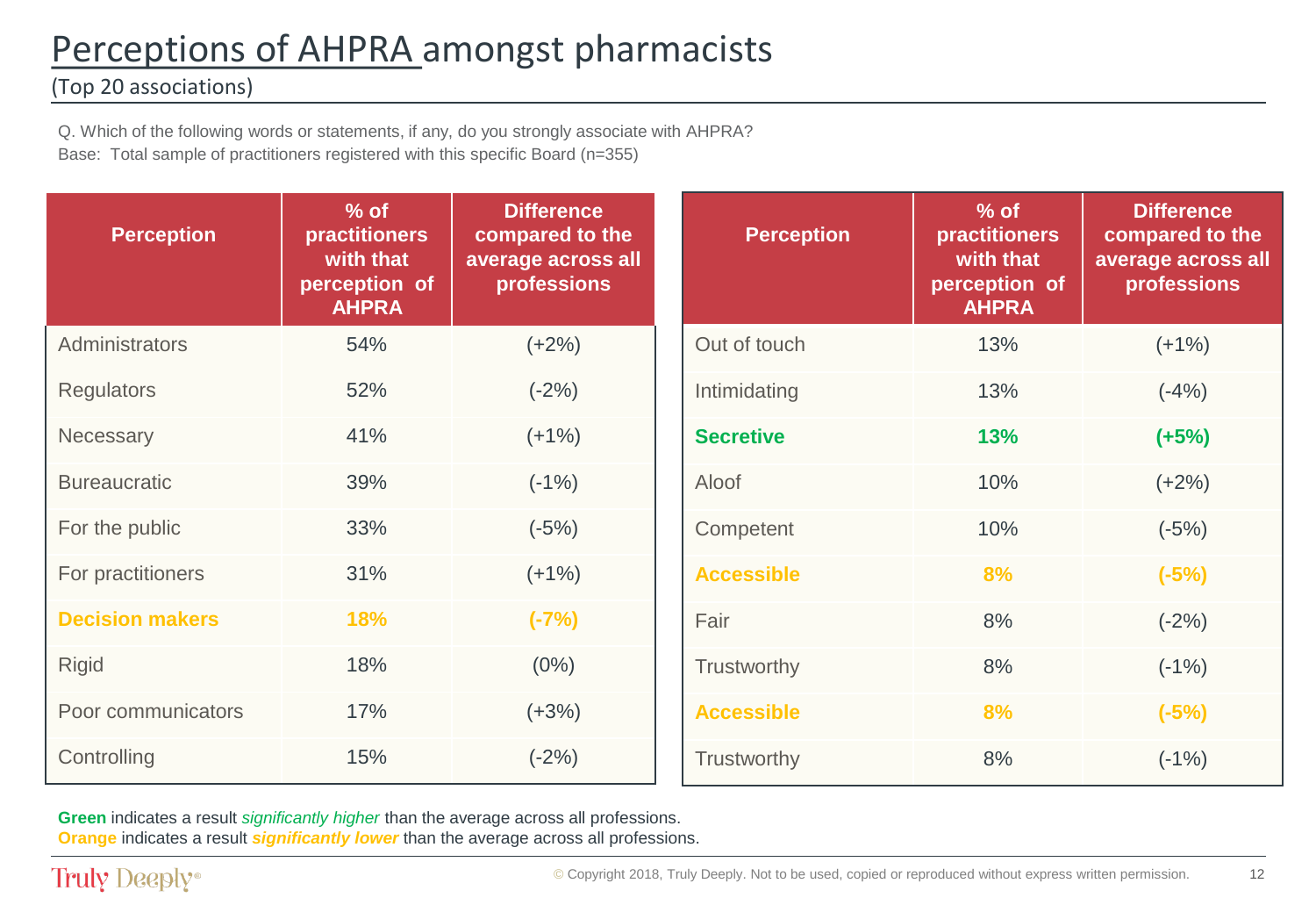# Perceptions of AHPRA amongst pharmacists

(Top 20 associations)

Q. Which of the following words or statements, if any, do you strongly associate with AHPRA?
Base: Total sample of practitioners registered with this specific Board (n=355)

| Perception | % of practitioners with that perception of AHPRA | Difference compared to the average across all professions |
|---|---|---|
| Administrators | 54% | (+2%) |
| Regulators | 52% | (-2%) |
| Necessary | 41% | (+1%) |
| Bureaucratic | 39% | (-1%) |
| For the public | 33% | (-5%) |
| For practitioners | 31% | (+1%) |
| **Decision makers** | **18%** | **(-7%)** |
| Rigid | 18% | (0%) |
| Poor communicators | 17% | (+3%) |
| Controlling | 15% | (-2%) |

| Perception | % of practitioners with that perception of AHPRA | Difference compared to the average across all professions |
|---|---|---|
| Out of touch | 13% | (+1%) |
| Intimidating | 13% | (-4%) |
| **Secretive** | **13%** | **(+5%)** |
| Aloof | 10% | (+2%) |
| Competent | 10% | (-5%) |
| **Accessible** | **8%** | **(-5%)** |
| Fair | 8% | (-2%) |
| Trustworthy | 8% | (-1%) |
| **Accessible** | **8%** | **(-5%)** |
| Trustworthy | 8% | (-1%) |

**Green** indicates a result *significantly higher* than the average across all professions.
**Orange** indicates a result ***significantly lower*** than the average across all professions.

© Copyright 2018, Truly Deeply. Not to be used, copied or reproduced without express written permission.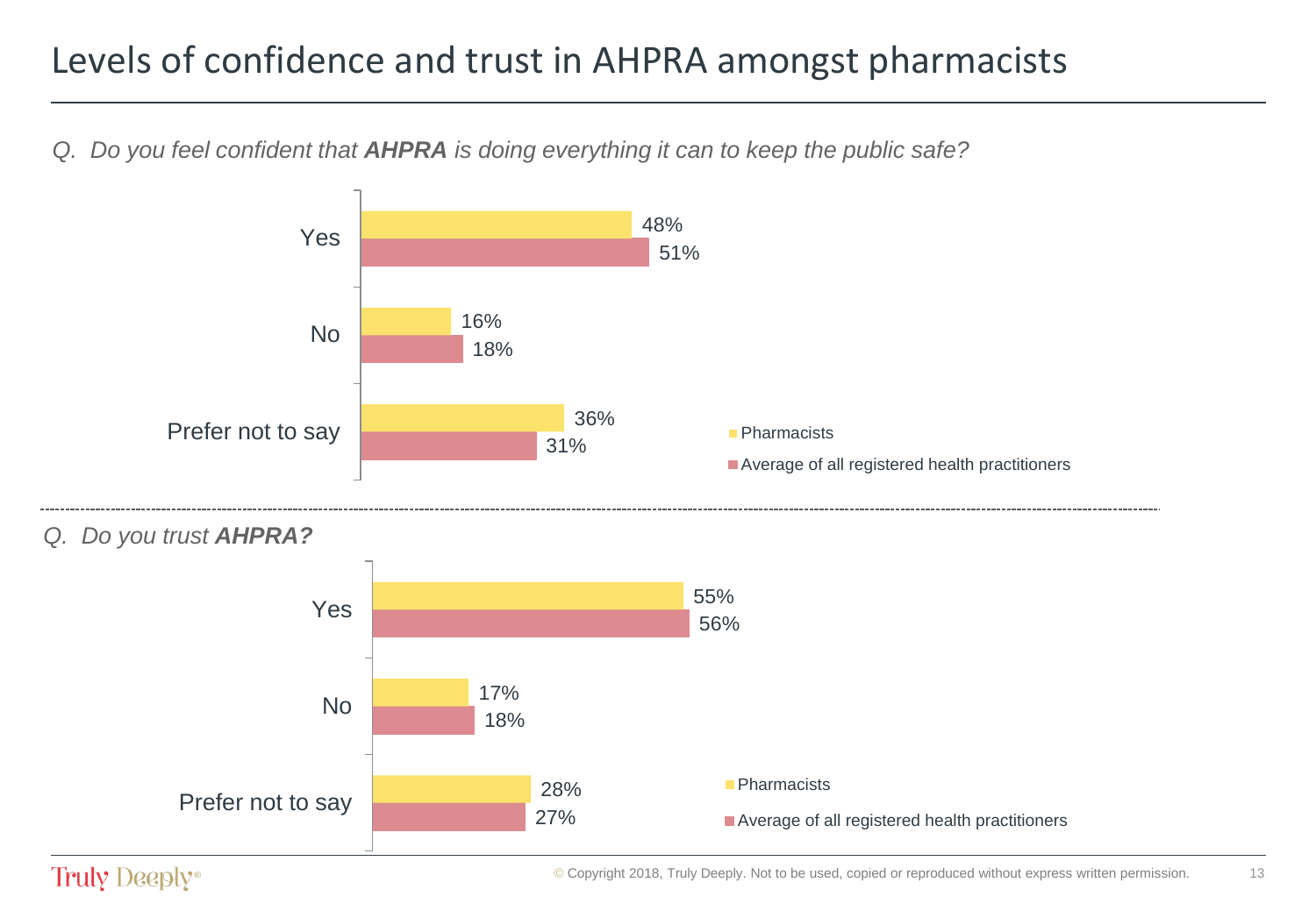# Levels of confidence and trust in AHPRA amongst pharmacists

*Q. Do you feel confident that **AHPRA** is doing everything it can to keep the public safe?*

| | Pharmacists | Average of all registered health practitioners |
|---|---|---|
| Yes | 48% | 51% |
| No | 16% | 18% |
| Prefer not to say | 36% | 31% |

*Q. Do you trust **AHPRA?***

| | Pharmacists | Average of all registered health practitioners |
|---|---|---|
| Yes | 55% | 56% |
| No | 17% | 18% |
| Prefer not to say | 28% | 27% |

Truly Deeply®

© Copyright 2018, Truly Deeply. Not to be used, copied or reproduced without express written permission.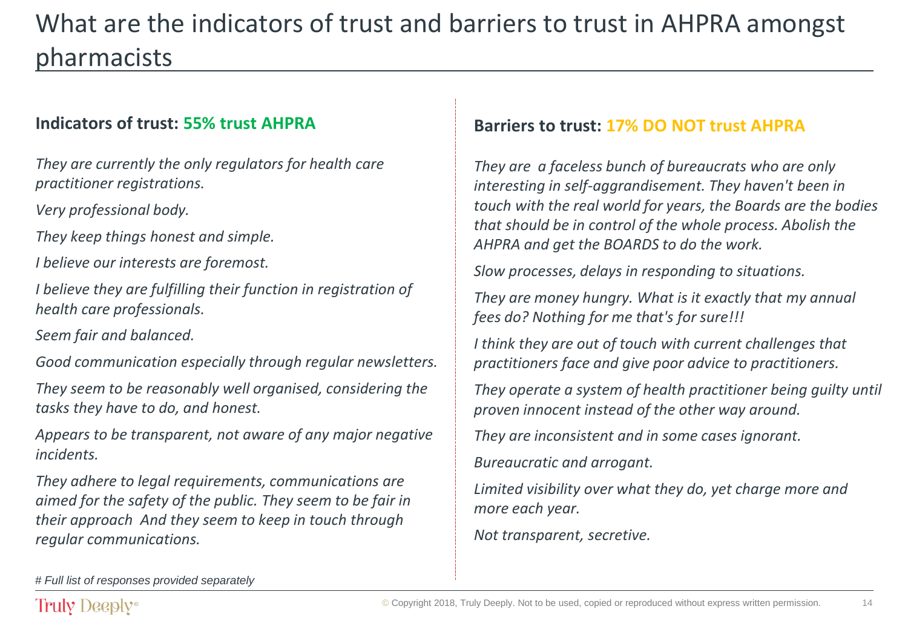# What are the indicators of trust and barriers to trust in AHPRA amongst pharmacists

## Indicators of trust: 55% trust AHPRA

*They are currently the only regulators for health care practitioner registrations.*

*Very professional body.*

*They keep things honest and simple.*

*I believe our interests are foremost.*

*I believe they are fulfilling their function in registration of health care professionals.*

*Seem fair and balanced.*

*Good communication especially through regular newsletters.*

*They seem to be reasonably well organised, considering the tasks they have to do, and honest.*

*Appears to be transparent, not aware of any major negative incidents.*

*They adhere to legal requirements, communications are aimed for the safety of the public. They seem to be fair in their approach And they seem to keep in touch through regular communications.*

## Barriers to trust: 17% DO NOT trust AHPRA

*They are a faceless bunch of bureaucrats who are only interesting in self-aggrandisement. They haven't been in touch with the real world for years, the Boards are the bodies that should be in control of the whole process. Abolish the AHPRA and get the BOARDS to do the work.*

*Slow processes, delays in responding to situations.*

*They are money hungry. What is it exactly that my annual fees do? Nothing for me that's for sure!!!*

*I think they are out of touch with current challenges that practitioners face and give poor advice to practitioners.*

*They operate a system of health practitioner being guilty until proven innocent instead of the other way around.*

*They are inconsistent and in some cases ignorant.*

*Bureaucratic and arrogant.*

*Limited visibility over what they do, yet charge more and more each year.*

*Not transparent, secretive.*

*# Full list of responses provided separately*

Truly Deeply®

© Copyright 2018, Truly Deeply. Not to be used, copied or reproduced without express written permission.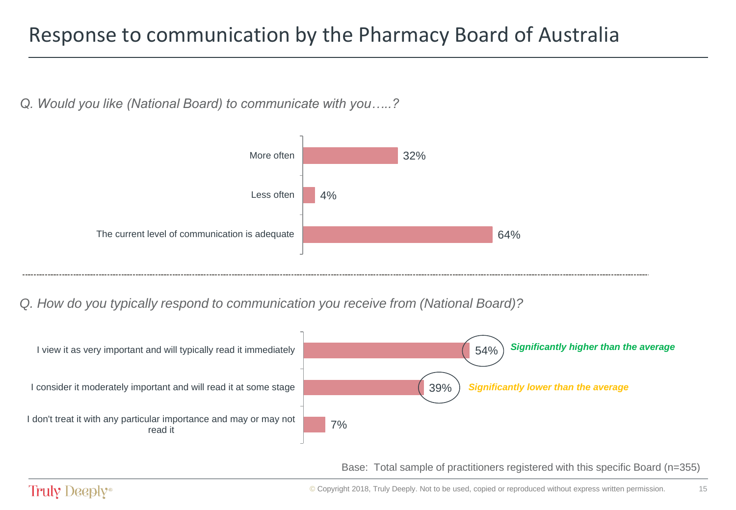# Response to communication by the Pharmacy Board of Australia

*Q. Would you like (National Board) to communicate with you…..?*

| Response | % |
|---|---|
| More often | 32% |
| Less often | 4% |
| The current level of communication is adequate | 64% |

*Q. How do you typically respond to communication you receive from (National Board)?*

| Response | % | |
|---|---|---|
| I view it as very important and will typically read it immediately | 54% | *Significantly higher than the average* |
| I consider it moderately important and will read it at some stage | 39% | *Significantly lower than the average* |
| I don't treat it with any particular importance and may or may not read it | 7% | |

Base: Total sample of practitioners registered with this specific Board (n=355)

© Copyright 2018, Truly Deeply. Not to be used, copied or reproduced without express written permission.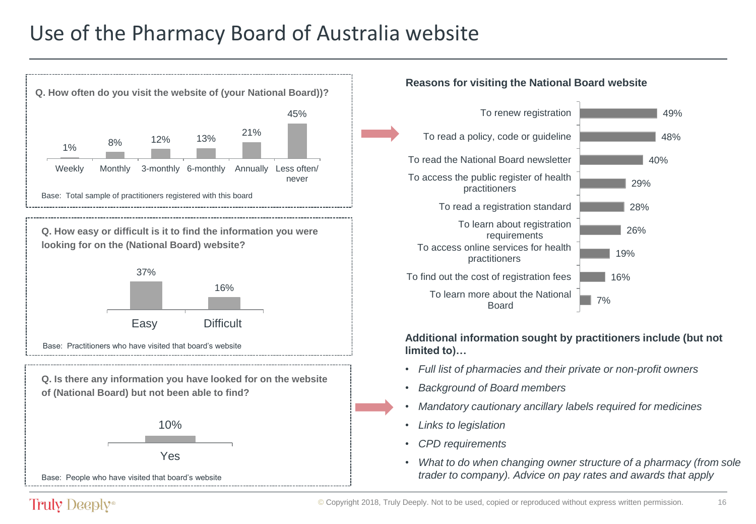# Use of the Pharmacy Board of Australia website

**Q. How often do you visit the website of (your National Board))?**

| Weekly | Monthly | 3-monthly | 6-monthly | Annually | Less often/ never |
|---|---|---|---|---|---|
| 1% | 8% | 12% | 13% | 21% | 45% |

Base: Total sample of practitioners registered with this board

**Q. How easy or difficult is it to find the information you were looking for on the (National Board) website?**

| Easy | Difficult |
|---|---|
| 37% | 16% |

Base: Practitioners who have visited that board's website

**Q. Is there any information you have looked for on the website of (National Board) but not been able to find?**

| Yes |
|---|
| 10% |

Base: People who have visited that board's website

**Reasons for visiting the National Board website**

| Reason | % |
|---|---|
| To renew registration | 49% |
| To read a policy, code or guideline | 48% |
| To read the National Board newsletter | 40% |
| To access the public register of health practitioners | 29% |
| To read a registration standard | 28% |
| To learn about registration requirements | 26% |
| To access online services for health practitioners | 19% |
| To find out the cost of registration fees | 16% |
| To learn more about the National Board | 7% |

**Additional information sought by practitioners include (but not limited to)…**

- *Full list of pharmacies and their private or non-profit owners*
- *Background of Board members*
- *Mandatory cautionary ancillary labels required for medicines*
- *Links to legislation*
- *CPD requirements*
- *What to do when changing owner structure of a pharmacy (from sole trader to company). Advice on pay rates and awards that apply*

Truly Deeply®

© Copyright 2018, Truly Deeply. Not to be used, copied or reproduced without express written permission.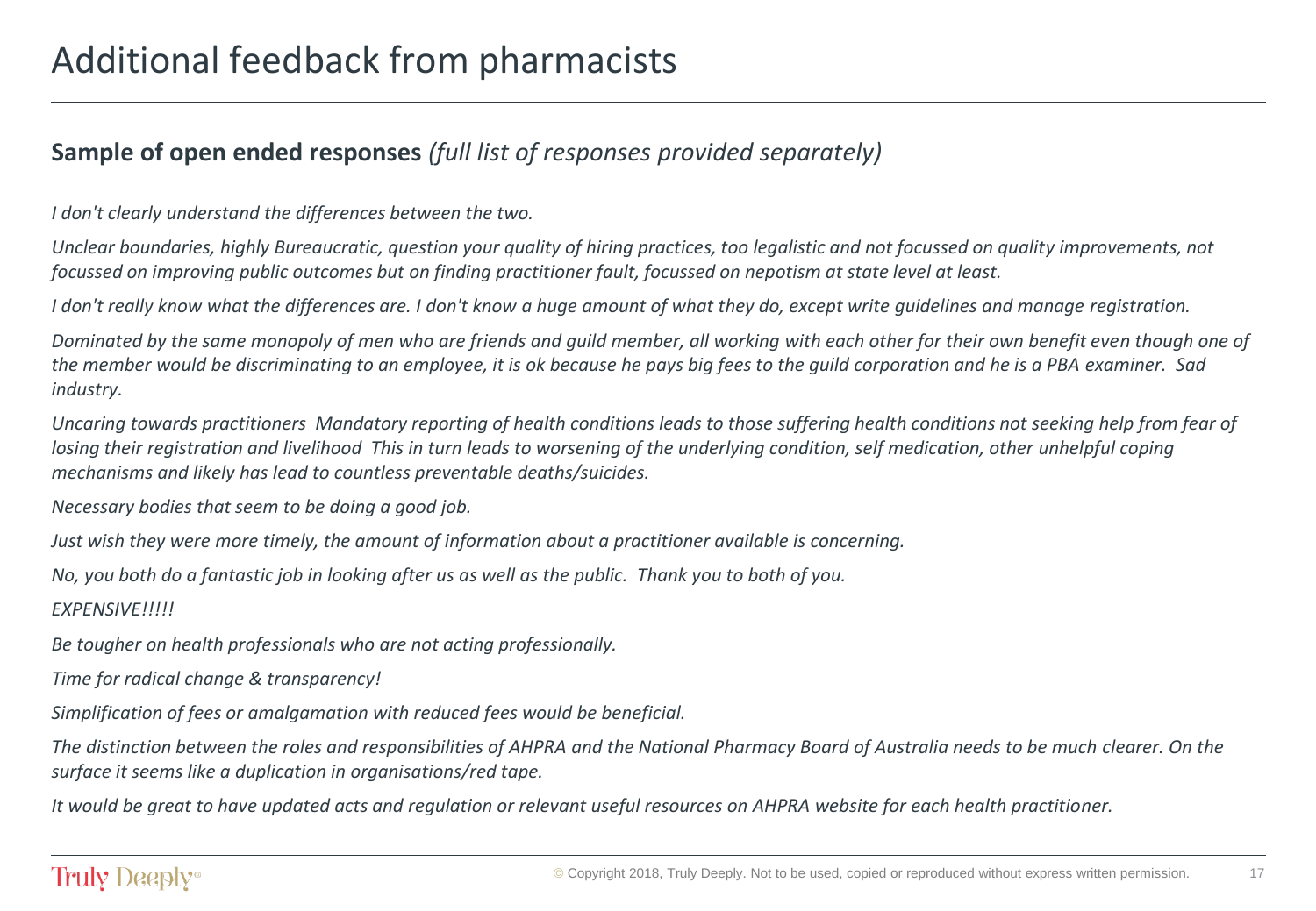# Additional feedback from pharmacists

**Sample of open ended responses** *(full list of responses provided separately)*

*I don't clearly understand the differences between the two.*

*Unclear boundaries, highly Bureaucratic, question your quality of hiring practices, too legalistic and not focussed on quality improvements, not focussed on improving public outcomes but on finding practitioner fault, focussed on nepotism at state level at least.*

*I don't really know what the differences are. I don't know a huge amount of what they do, except write guidelines and manage registration.*

*Dominated by the same monopoly of men who are friends and guild member, all working with each other for their own benefit even though one of the member would be discriminating to an employee, it is ok because he pays big fees to the guild corporation and he is a PBA examiner. Sad industry.*

*Uncaring towards practitioners Mandatory reporting of health conditions leads to those suffering health conditions not seeking help from fear of losing their registration and livelihood This in turn leads to worsening of the underlying condition, self medication, other unhelpful coping mechanisms and likely has lead to countless preventable deaths/suicides.*

*Necessary bodies that seem to be doing a good job.*

*Just wish they were more timely, the amount of information about a practitioner available is concerning.*

*No, you both do a fantastic job in looking after us as well as the public. Thank you to both of you.*

*EXPENSIVE!!!!!*

*Be tougher on health professionals who are not acting professionally.*

*Time for radical change & transparency!*

*Simplification of fees or amalgamation with reduced fees would be beneficial.*

*The distinction between the roles and responsibilities of AHPRA and the National Pharmacy Board of Australia needs to be much clearer. On the surface it seems like a duplication in organisations/red tape.*

*It would be great to have updated acts and regulation or relevant useful resources on AHPRA website for each health practitioner.*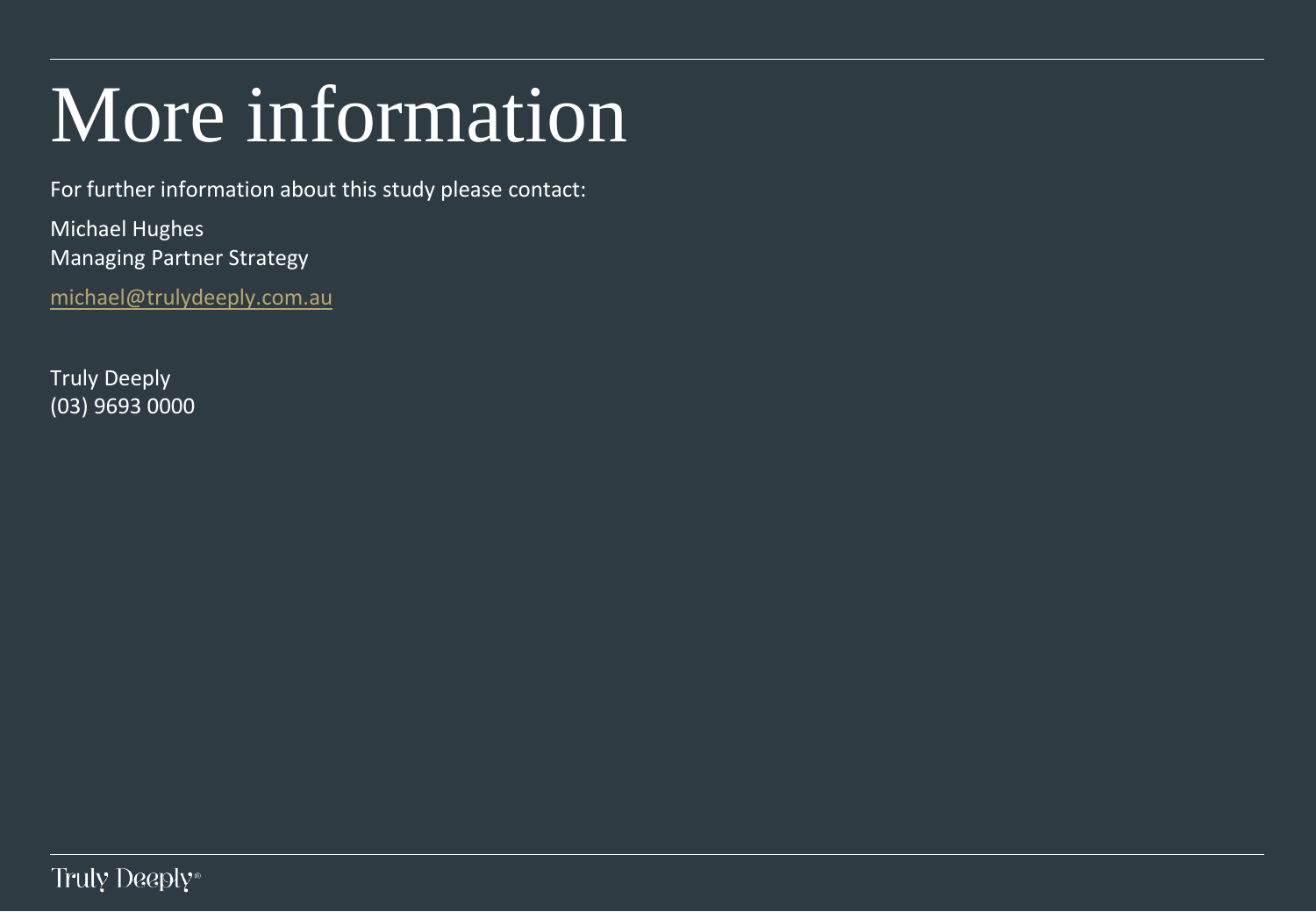# More information

For further information about this study please contact:

Michael Hughes
Managing Partner Strategy

michael@trulydeeply.com.au

Truly Deeply
(03) 9693 0000